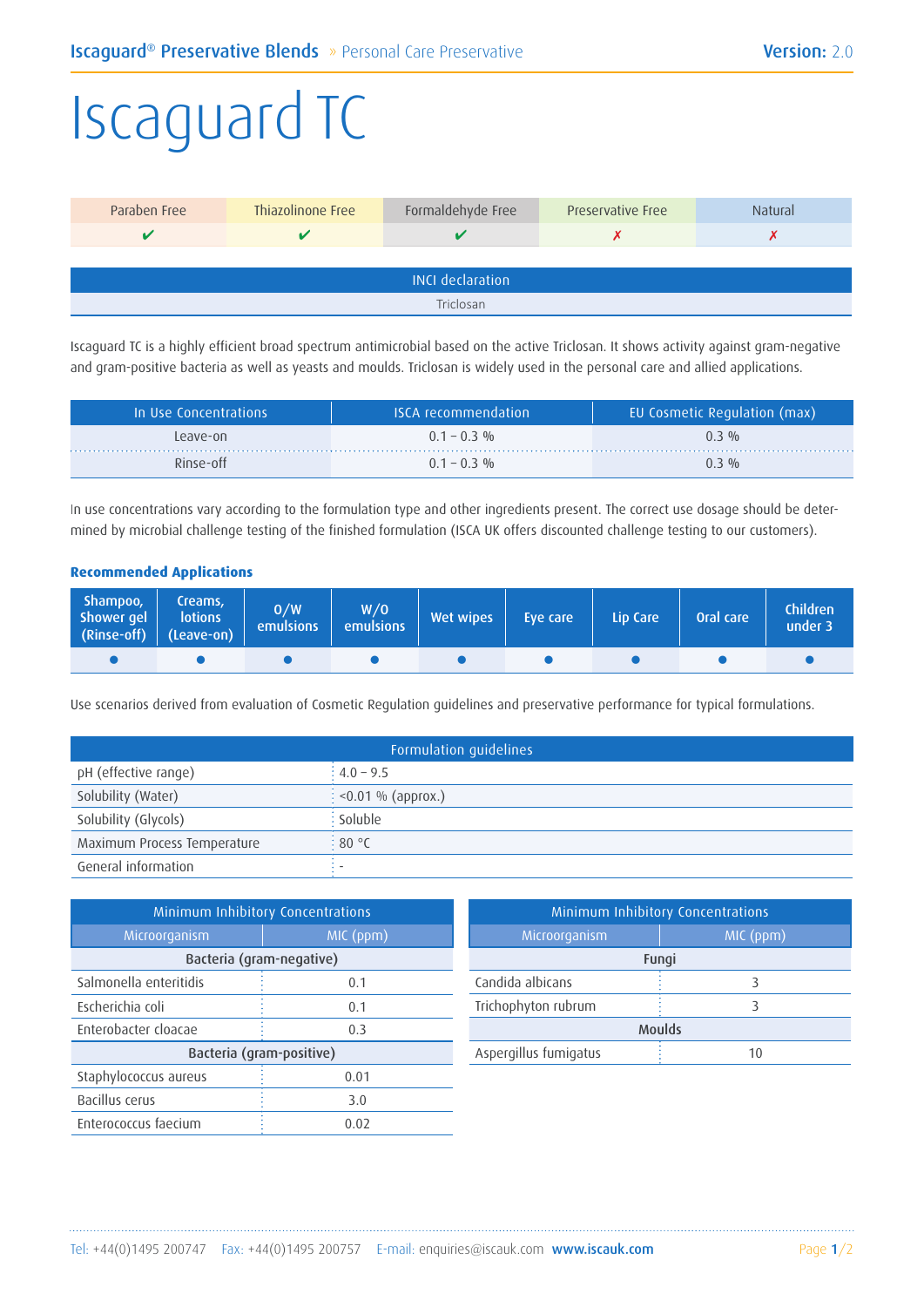Iscaguard® Preservative Blends » Personal Care Preservative — Version: 2.0

# Iscaguard TC

| Paraben Free | Thiazolinone Free | Formaldehyde Free | Preservative Free | Natural |
|---|---|---|---|---|
| ✔ | ✔ | ✔ | ✗ | ✗ |

| INCI declaration |
|---|
| Triclosan |

Iscaguard TC is a highly efficient broad spectrum antimicrobial based on the active Triclosan. It shows activity against gram-negative and gram-positive bacteria as well as yeasts and moulds. Triclosan is widely used in the personal care and allied applications.

| In Use Concentrations | ISCA recommendation | EU Cosmetic Regulation (max) |
|---|---|---|
| Leave-on | 0.1 – 0.3 % | 0.3 % |
| Rinse-off | 0.1 – 0.3 % | 0.3 % |

In use concentrations vary according to the formulation type and other ingredients present. The correct use dosage should be determined by microbial challenge testing of the finished formulation (ISCA UK offers discounted challenge testing to our customers).

### Recommended Applications

| Shampoo, Shower gel (Rinse-off) | Creams, lotions (Leave-on) | O/W emulsions | W/O emulsions | Wet wipes | Eye care | Lip Care | Oral care | Children under 3 |
|---|---|---|---|---|---|---|---|---|
| ● | ● | ● | ● | ● | ● | ● | ● | ● |

Use scenarios derived from evaluation of Cosmetic Regulation guidelines and preservative performance for typical formulations.

| Formulation guidelines | |
|---|---|
| pH (effective range) | 4.0 – 9.5 |
| Solubility (Water) | <0.01 % (approx.) |
| Solubility (Glycols) | Soluble |
| Maximum Process Temperature | 80 °C |
| General information | - |

| Minimum Inhibitory Concentrations | |
|---|---|
| **Microorganism** | **MIC (ppm)** |
| **Bacteria (gram-negative)** | |
| Salmonella enteritidis | 0.1 |
| Escherichia coli | 0.1 |
| Enterobacter cloacae | 0.3 |
| **Bacteria (gram-positive)** | |
| Staphylococcus aureus | 0.01 |
| Bacillus cerus | 3.0 |
| Enterococcus faecium | 0.02 |

| Minimum Inhibitory Concentrations | |
|---|---|
| **Microorganism** | **MIC (ppm)** |
| **Fungi** | |
| Candida albicans | 3 |
| Trichophyton rubrum | 3 |
| **Moulds** | |
| Aspergillus fumigatus | 10 |

Tel: +44(0)1495 200747 Fax: +44(0)1495 200757 E-mail: enquiries@iscauk.com www.iscauk.com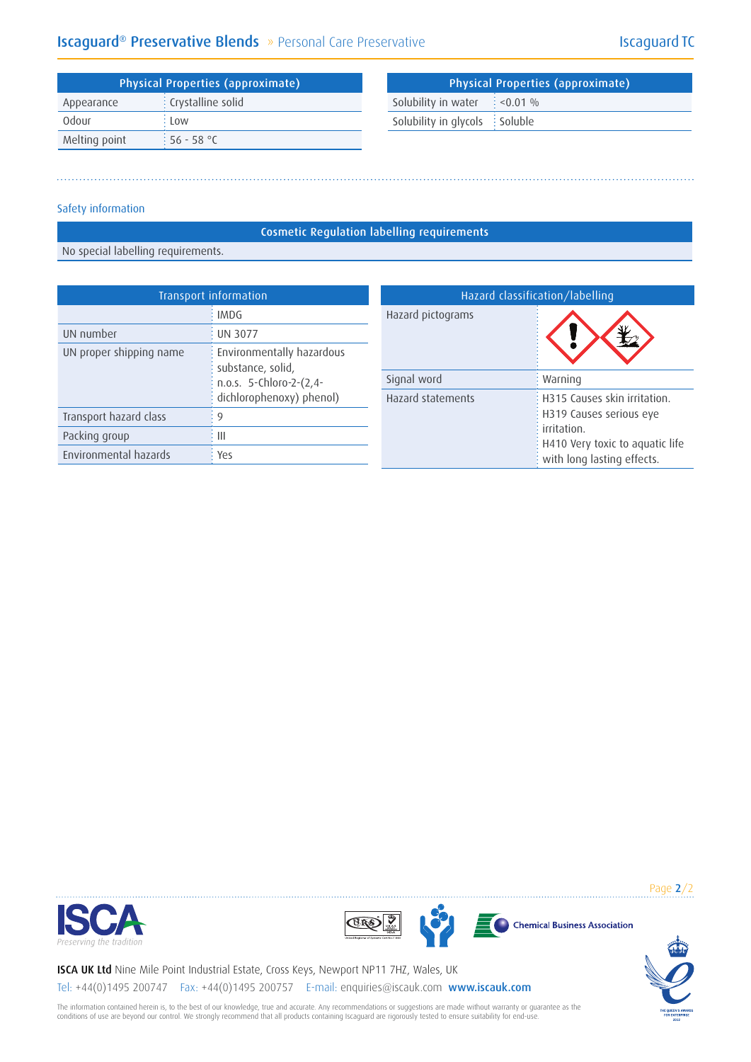| Physical Properties (approximate) | |
|---|---|
| Appearance | Crystalline solid |
| Odour | Low |
| Melting point | 56 - 58 °C |

| Physical Properties (approximate) | |
|---|---|
| Solubility in water | <0.01 % |
| Solubility in glycols | Soluble |

## Safety information

| Cosmetic Regulation labelling requirements |
|---|
| No special labelling requirements. |

| Transport information | |
|---|---|
| | IMDG |
| UN number | UN 3077 |
| UN proper shipping name | Environmentally hazardous substance, solid, n.o.s. 5-Chloro-2-(2,4-dichlorophenoxy) phenol) |
| Transport hazard class | 9 |
| Packing group | III |
| Environmental hazards | Yes |

| Hazard classification/labelling | |
|---|---|
| Hazard pictograms | |
| Signal word | Warning |
| Hazard statements | H315 Causes skin irritation. H319 Causes serious eye irritation. H410 Very toxic to aquatic life with long lasting effects. |

**ISCA UK Ltd** Nine Mile Point Industrial Estate, Cross Keys, Newport NP11 7HZ, Wales, UK

Tel: +44(0)1495 200747 Fax: +44(0)1495 200757 E-mail: enquiries@iscauk.com **www.iscauk.com**

The information contained herein is, to the best of our knowledge, true and accurate. Any recommendations or suggestions are made without warranty or guarantee as the conditions of use are beyond our control. We strongly recommend that all products containing Iscaguard are rigorously tested to ensure suitability for end-use.